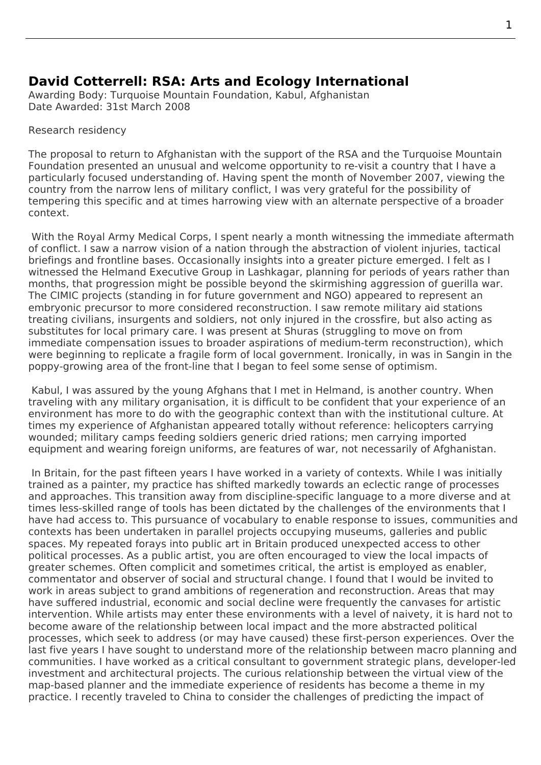## David Cotterrell: RSA: Arts and Ecology International

Awarding Body: Turquoise Mountain Foundation, Kabul, Afghanistan
Date Awarded: 31st March 2008

Research residency

The proposal to return to Afghanistan with the support of the RSA and the Turquoise Mountain Foundation presented an unusual and welcome opportunity to re-visit a country that I have a particularly focused understanding of. Having spent the month of November 2007, viewing the country from the narrow lens of military conflict, I was very grateful for the possibility of tempering this specific and at times harrowing view with an alternate perspective of a broader context.

With the Royal Army Medical Corps, I spent nearly a month witnessing the immediate aftermath of conflict. I saw a narrow vision of a nation through the abstraction of violent injuries, tactical briefings and frontline bases. Occasionally insights into a greater picture emerged. I felt as I witnessed the Helmand Executive Group in Lashkagar, planning for periods of years rather than months, that progression might be possible beyond the skirmishing aggression of guerilla war. The CIMIC projects (standing in for future government and NGO) appeared to represent an embryonic precursor to more considered reconstruction. I saw remote military aid stations treating civilians, insurgents and soldiers, not only injured in the crossfire, but also acting as substitutes for local primary care. I was present at Shuras (struggling to move on from immediate compensation issues to broader aspirations of medium-term reconstruction), which were beginning to replicate a fragile form of local government. Ironically, in was in Sangin in the poppy-growing area of the front-line that I began to feel some sense of optimism.

Kabul, I was assured by the young Afghans that I met in Helmand, is another country. When traveling with any military organisation, it is difficult to be confident that your experience of an environment has more to do with the geographic context than with the institutional culture. At times my experience of Afghanistan appeared totally without reference: helicopters carrying wounded; military camps feeding soldiers generic dried rations; men carrying imported equipment and wearing foreign uniforms, are features of war, not necessarily of Afghanistan.

In Britain, for the past fifteen years I have worked in a variety of contexts. While I was initially trained as a painter, my practice has shifted markedly towards an eclectic range of processes and approaches. This transition away from discipline-specific language to a more diverse and at times less-skilled range of tools has been dictated by the challenges of the environments that I have had access to. This pursuance of vocabulary to enable response to issues, communities and contexts has been undertaken in parallel projects occupying museums, galleries and public spaces. My repeated forays into public art in Britain produced unexpected access to other political processes. As a public artist, you are often encouraged to view the local impacts of greater schemes. Often complicit and sometimes critical, the artist is employed as enabler, commentator and observer of social and structural change. I found that I would be invited to work in areas subject to grand ambitions of regeneration and reconstruction. Areas that may have suffered industrial, economic and social decline were frequently the canvases for artistic intervention. While artists may enter these environments with a level of naivety, it is hard not to become aware of the relationship between local impact and the more abstracted political processes, which seek to address (or may have caused) these first-person experiences. Over the last five years I have sought to understand more of the relationship between macro planning and communities. I have worked as a critical consultant to government strategic plans, developer-led investment and architectural projects. The curious relationship between the virtual view of the map-based planner and the immediate experience of residents has become a theme in my practice. I recently traveled to China to consider the challenges of predicting the impact of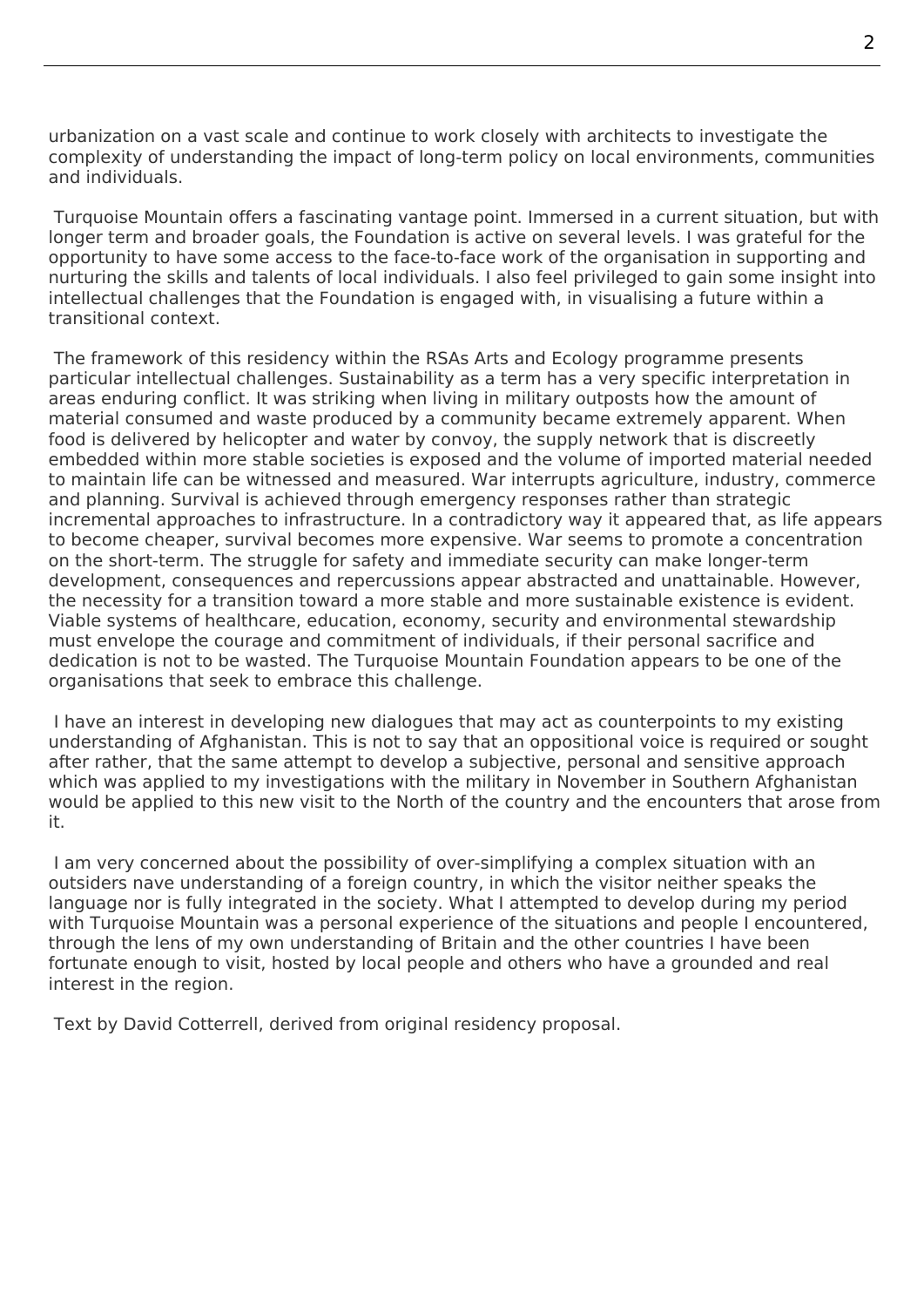urbanization on a vast scale and continue to work closely with architects to investigate the complexity of understanding the impact of long-term policy on local environments, communities and individuals.

Turquoise Mountain offers a fascinating vantage point. Immersed in a current situation, but with longer term and broader goals, the Foundation is active on several levels. I was grateful for the opportunity to have some access to the face-to-face work of the organisation in supporting and nurturing the skills and talents of local individuals. I also feel privileged to gain some insight into intellectual challenges that the Foundation is engaged with, in visualising a future within a transitional context.

The framework of this residency within the RSAs Arts and Ecology programme presents particular intellectual challenges. Sustainability as a term has a very specific interpretation in areas enduring conflict. It was striking when living in military outposts how the amount of material consumed and waste produced by a community became extremely apparent. When food is delivered by helicopter and water by convoy, the supply network that is discreetly embedded within more stable societies is exposed and the volume of imported material needed to maintain life can be witnessed and measured. War interrupts agriculture, industry, commerce and planning. Survival is achieved through emergency responses rather than strategic incremental approaches to infrastructure. In a contradictory way it appeared that, as life appears to become cheaper, survival becomes more expensive. War seems to promote a concentration on the short-term. The struggle for safety and immediate security can make longer-term development, consequences and repercussions appear abstracted and unattainable. However, the necessity for a transition toward a more stable and more sustainable existence is evident. Viable systems of healthcare, education, economy, security and environmental stewardship must envelope the courage and commitment of individuals, if their personal sacrifice and dedication is not to be wasted. The Turquoise Mountain Foundation appears to be one of the organisations that seek to embrace this challenge.

I have an interest in developing new dialogues that may act as counterpoints to my existing understanding of Afghanistan. This is not to say that an oppositional voice is required or sought after rather, that the same attempt to develop a subjective, personal and sensitive approach which was applied to my investigations with the military in November in Southern Afghanistan would be applied to this new visit to the North of the country and the encounters that arose from it.

I am very concerned about the possibility of over-simplifying a complex situation with an outsiders nave understanding of a foreign country, in which the visitor neither speaks the language nor is fully integrated in the society. What I attempted to develop during my period with Turquoise Mountain was a personal experience of the situations and people I encountered, through the lens of my own understanding of Britain and the other countries I have been fortunate enough to visit, hosted by local people and others who have a grounded and real interest in the region.

Text by David Cotterrell, derived from original residency proposal.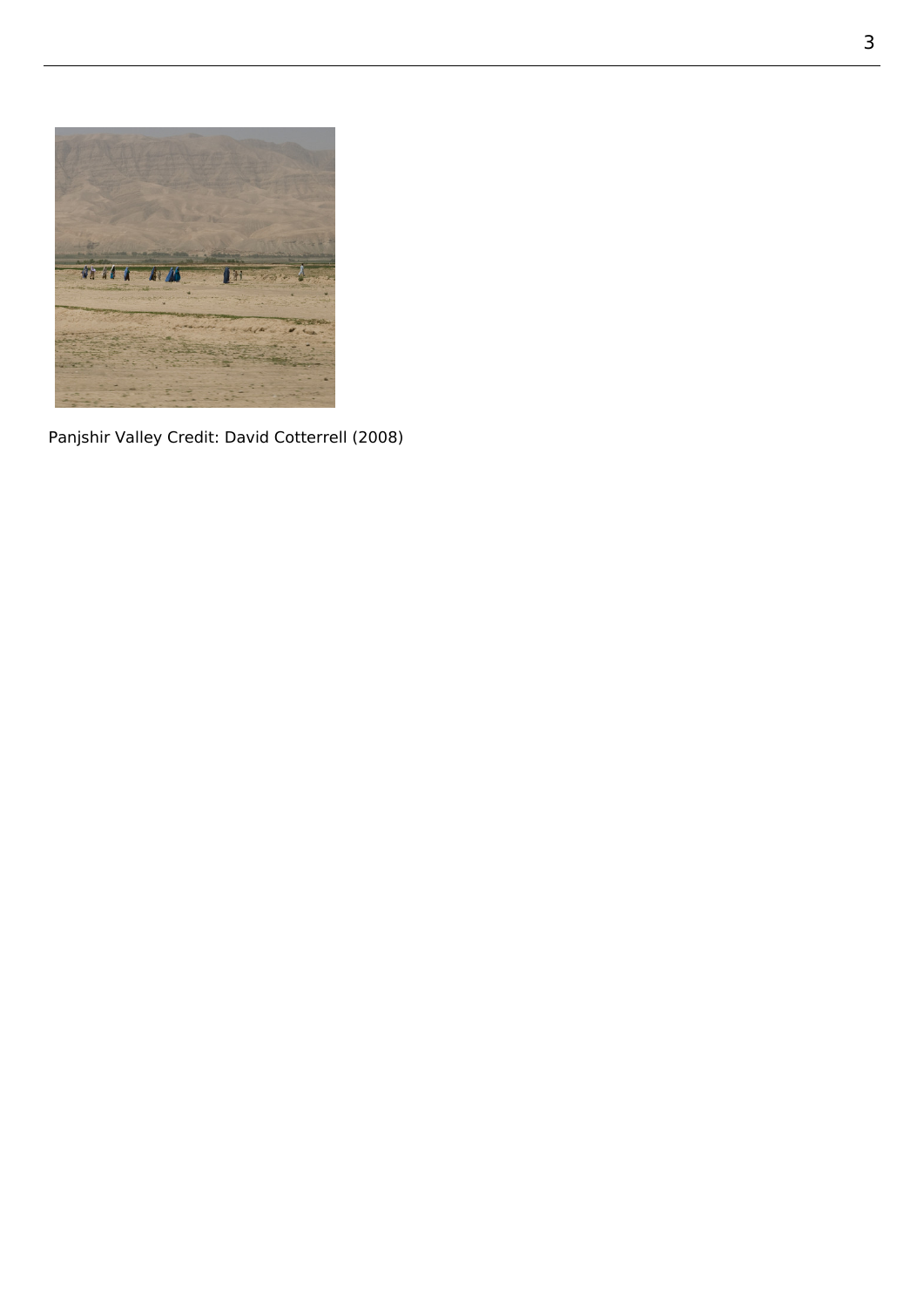Panjshir Valley Credit: David Cotterrell (2008)